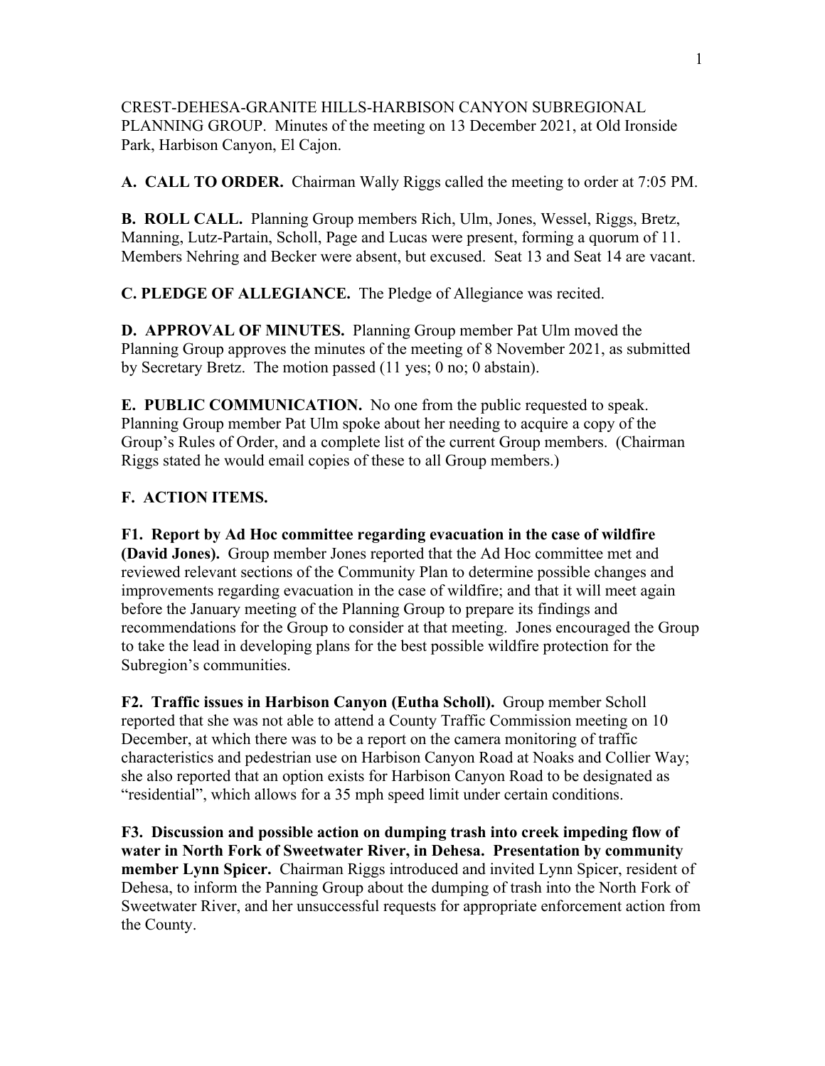CREST-DEHESA-GRANITE HILLS-HARBISON CANYON SUBREGIONAL PLANNING GROUP. Minutes of the meeting on 13 December 2021, at Old Ironside Park, Harbison Canyon, El Cajon.

**A. CALL TO ORDER.** Chairman Wally Riggs called the meeting to order at 7:05 PM.

**B. ROLL CALL.** Planning Group members Rich, Ulm, Jones, Wessel, Riggs, Bretz, Manning, Lutz-Partain, Scholl, Page and Lucas were present, forming a quorum of 11. Members Nehring and Becker were absent, but excused. Seat 13 and Seat 14 are vacant.

**C. PLEDGE OF ALLEGIANCE.** The Pledge of Allegiance was recited.

**D. APPROVAL OF MINUTES.** Planning Group member Pat Ulm moved the Planning Group approves the minutes of the meeting of 8 November 2021, as submitted by Secretary Bretz. The motion passed (11 yes; 0 no; 0 abstain).

**E. PUBLIC COMMUNICATION.** No one from the public requested to speak. Planning Group member Pat Ulm spoke about her needing to acquire a copy of the Group's Rules of Order, and a complete list of the current Group members. (Chairman Riggs stated he would email copies of these to all Group members.)

**F. ACTION ITEMS.**

**F1. Report by Ad Hoc committee regarding evacuation in the case of wildfire (David Jones).** Group member Jones reported that the Ad Hoc committee met and reviewed relevant sections of the Community Plan to determine possible changes and improvements regarding evacuation in the case of wildfire; and that it will meet again before the January meeting of the Planning Group to prepare its findings and recommendations for the Group to consider at that meeting. Jones encouraged the Group to take the lead in developing plans for the best possible wildfire protection for the Subregion's communities.

**F2. Traffic issues in Harbison Canyon (Eutha Scholl).** Group member Scholl reported that she was not able to attend a County Traffic Commission meeting on 10 December, at which there was to be a report on the camera monitoring of traffic characteristics and pedestrian use on Harbison Canyon Road at Noaks and Collier Way; she also reported that an option exists for Harbison Canyon Road to be designated as "residential", which allows for a 35 mph speed limit under certain conditions.

**F3. Discussion and possible action on dumping trash into creek impeding flow of water in North Fork of Sweetwater River, in Dehesa. Presentation by community member Lynn Spicer.** Chairman Riggs introduced and invited Lynn Spicer, resident of Dehesa, to inform the Panning Group about the dumping of trash into the North Fork of Sweetwater River, and her unsuccessful requests for appropriate enforcement action from the County.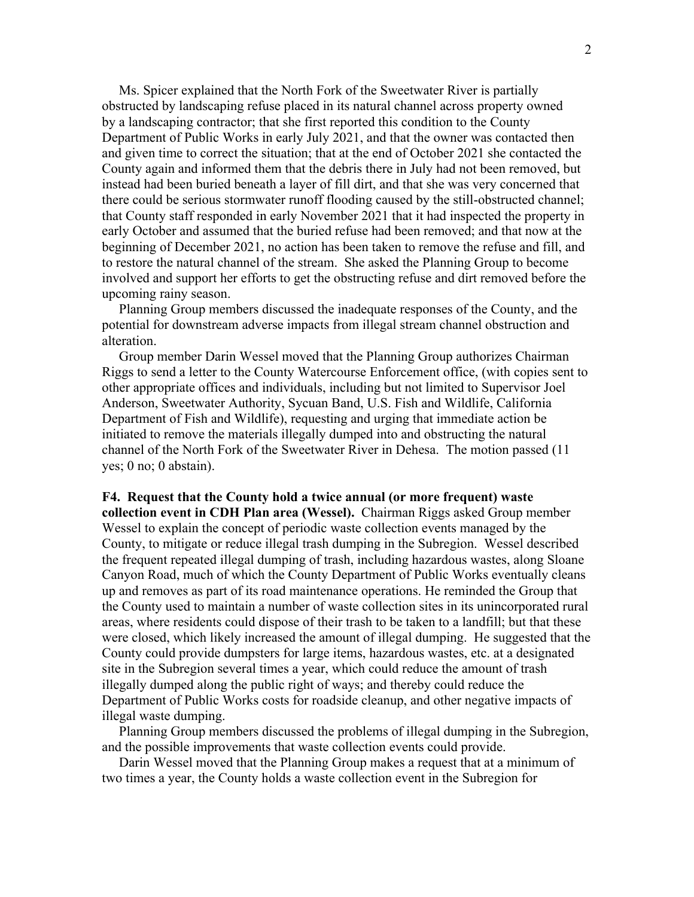Ms. Spicer explained that the North Fork of the Sweetwater River is partially obstructed by landscaping refuse placed in its natural channel across property owned by a landscaping contractor; that she first reported this condition to the County Department of Public Works in early July 2021, and that the owner was contacted then and given time to correct the situation; that at the end of October 2021 she contacted the County again and informed them that the debris there in July had not been removed, but instead had been buried beneath a layer of fill dirt, and that she was very concerned that there could be serious stormwater runoff flooding caused by the still-obstructed channel; that County staff responded in early November 2021 that it had inspected the property in early October and assumed that the buried refuse had been removed; and that now at the beginning of December 2021, no action has been taken to remove the refuse and fill, and to restore the natural channel of the stream. She asked the Planning Group to become involved and support her efforts to get the obstructing refuse and dirt removed before the upcoming rainy season.

Planning Group members discussed the inadequate responses of the County, and the potential for downstream adverse impacts from illegal stream channel obstruction and alteration.

Group member Darin Wessel moved that the Planning Group authorizes Chairman Riggs to send a letter to the County Watercourse Enforcement office, (with copies sent to other appropriate offices and individuals, including but not limited to Supervisor Joel Anderson, Sweetwater Authority, Sycuan Band, U.S. Fish and Wildlife, California Department of Fish and Wildlife), requesting and urging that immediate action be initiated to remove the materials illegally dumped into and obstructing the natural channel of the North Fork of the Sweetwater River in Dehesa. The motion passed (11 yes; 0 no; 0 abstain).

**F4. Request that the County hold a twice annual (or more frequent) waste collection event in CDH Plan area (Wessel).** Chairman Riggs asked Group member Wessel to explain the concept of periodic waste collection events managed by the County, to mitigate or reduce illegal trash dumping in the Subregion. Wessel described the frequent repeated illegal dumping of trash, including hazardous wastes, along Sloane Canyon Road, much of which the County Department of Public Works eventually cleans up and removes as part of its road maintenance operations. He reminded the Group that the County used to maintain a number of waste collection sites in its unincorporated rural areas, where residents could dispose of their trash to be taken to a landfill; but that these were closed, which likely increased the amount of illegal dumping. He suggested that the County could provide dumpsters for large items, hazardous wastes, etc. at a designated site in the Subregion several times a year, which could reduce the amount of trash illegally dumped along the public right of ways; and thereby could reduce the Department of Public Works costs for roadside cleanup, and other negative impacts of illegal waste dumping.

Planning Group members discussed the problems of illegal dumping in the Subregion, and the possible improvements that waste collection events could provide.

Darin Wessel moved that the Planning Group makes a request that at a minimum of two times a year, the County holds a waste collection event in the Subregion for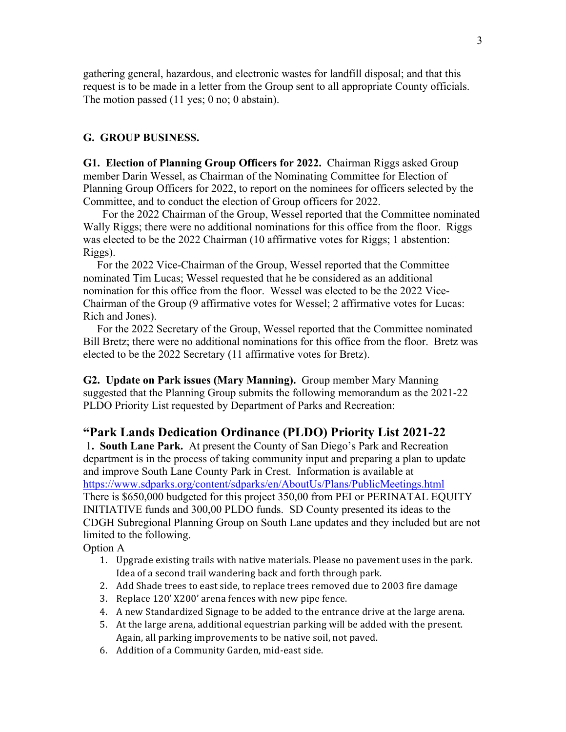gathering general, hazardous, and electronic wastes for landfill disposal; and that this request is to be made in a letter from the Group sent to all appropriate County officials. The motion passed (11 yes; 0 no; 0 abstain).

## G. GROUP BUSINESS.

**G1. Election of Planning Group Officers for 2022.** Chairman Riggs asked Group member Darin Wessel, as Chairman of the Nominating Committee for Election of Planning Group Officers for 2022, to report on the nominees for officers selected by the Committee, and to conduct the election of Group officers for 2022.

For the 2022 Chairman of the Group, Wessel reported that the Committee nominated Wally Riggs; there were no additional nominations for this office from the floor. Riggs was elected to be the 2022 Chairman (10 affirmative votes for Riggs; 1 abstention: Riggs).

For the 2022 Vice-Chairman of the Group, Wessel reported that the Committee nominated Tim Lucas; Wessel requested that he be considered as an additional nomination for this office from the floor. Wessel was elected to be the 2022 Vice-Chairman of the Group (9 affirmative votes for Wessel; 2 affirmative votes for Lucas: Rich and Jones).

For the 2022 Secretary of the Group, Wessel reported that the Committee nominated Bill Bretz; there were no additional nominations for this office from the floor. Bretz was elected to be the 2022 Secretary (11 affirmative votes for Bretz).

**G2. Update on Park issues (Mary Manning).** Group member Mary Manning suggested that the Planning Group submits the following memorandum as the 2021-22 PLDO Priority List requested by Department of Parks and Recreation:

## "Park Lands Dedication Ordinance (PLDO) Priority List 2021-22

1**. South Lane Park.** At present the County of San Diego's Park and Recreation department is in the process of taking community input and preparing a plan to update and improve South Lane County Park in Crest. Information is available at https://www.sdparks.org/content/sdparks/en/AboutUs/Plans/PublicMeetings.html There is $650,000 budgeted for this project 350,00 from PEI or PERINATAL EQUITY INITIATIVE funds and 300,00 PLDO funds. SD County presented its ideas to the CDGH Subregional Planning Group on South Lane updates and they included but are not limited to the following.

Option A

1. Upgrade existing trails with native materials. Please no pavement uses in the park. Idea of a second trail wandering back and forth through park.
2. Add Shade trees to east side, to replace trees removed due to 2003 fire damage
3. Replace 120' X200' arena fences with new pipe fence.
4. A new Standardized Signage to be added to the entrance drive at the large arena.
5. At the large arena, additional equestrian parking will be added with the present. Again, all parking improvements to be native soil, not paved.
6. Addition of a Community Garden, mid-east side.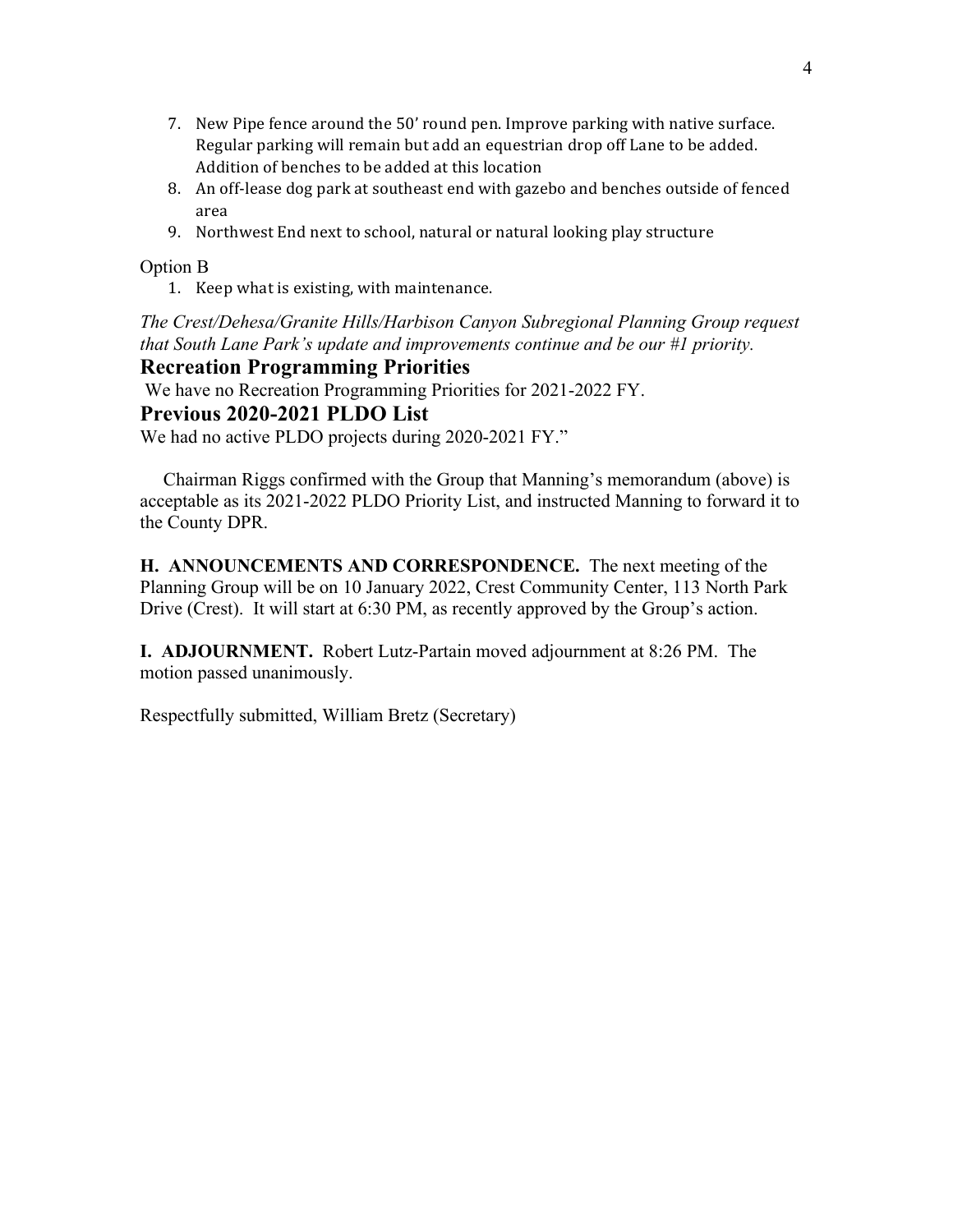7. New Pipe fence around the 50' round pen. Improve parking with native surface. Regular parking will remain but add an equestrian drop off Lane to be added. Addition of benches to be added at this location
8. An off-lease dog park at southeast end with gazebo and benches outside of fenced area
9. Northwest End next to school, natural or natural looking play structure

Option B

1. Keep what is existing, with maintenance.

*The Crest/Dehesa/Granite Hills/Harbison Canyon Subregional Planning Group request that South Lane Park's update and improvements continue and be our #1 priority.*

## Recreation Programming Priorities

We have no Recreation Programming Priorities for 2021-2022 FY.

## Previous 2020-2021 PLDO List

We had no active PLDO projects during 2020-2021 FY."

Chairman Riggs confirmed with the Group that Manning's memorandum (above) is acceptable as its 2021-2022 PLDO Priority List, and instructed Manning to forward it to the County DPR.

**H. ANNOUNCEMENTS AND CORRESPONDENCE.** The next meeting of the Planning Group will be on 10 January 2022, Crest Community Center, 113 North Park Drive (Crest). It will start at 6:30 PM, as recently approved by the Group's action.

**I. ADJOURNMENT.** Robert Lutz-Partain moved adjournment at 8:26 PM. The motion passed unanimously.

Respectfully submitted, William Bretz (Secretary)